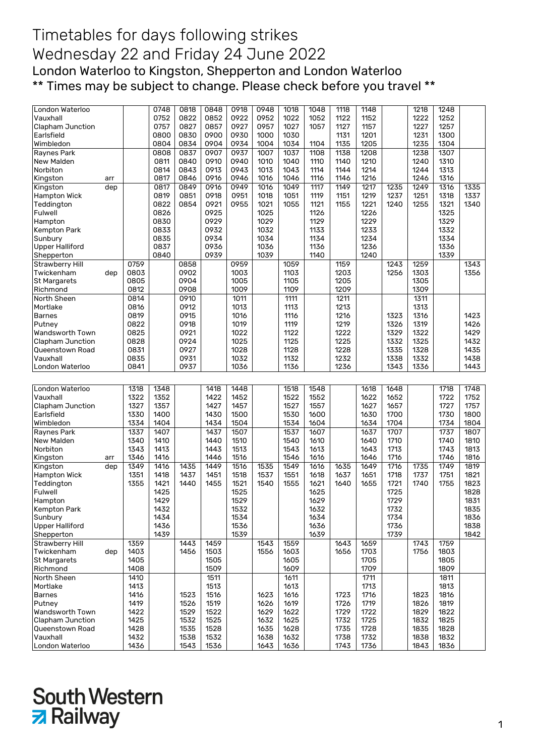# Timetables for days following strikes

## Wednesday 22 and Friday 24 June 2022

### London Waterloo to Kingston, Shepperton and London Waterloo

### ** Times may be subject to change. Please check before you travel **

| London Waterloo | | | 0748 | 0818 | 0848 | 0918 | 0948 | 1018 | 1048 | 1118 | 1148 | | 1218 | 1248 | |
|---|---|---|---|---|---|---|---|---|---|---|---|---|---|---|---|
| Vauxhall | | | 0752 | 0822 | 0852 | 0922 | 0952 | 1022 | 1052 | 1122 | 1152 | | 1222 | 1252 | |
| Clapham Junction | | | 0757 | 0827 | 0857 | 0927 | 0957 | 1027 | 1057 | 1127 | 1157 | | 1227 | 1257 | |
| Earlsfield | | | 0800 | 0830 | 0900 | 0930 | 1000 | 1030 | | 1131 | 1201 | | 1231 | 1300 | |
| Wimbledon | | | 0804 | 0834 | 0904 | 0934 | 1004 | 1034 | 1104 | 1135 | 1205 | | 1235 | 1304 | |
| Raynes Park | | | 0808 | 0837 | 0907 | 0937 | 1007 | 1037 | 1108 | 1138 | 1208 | | 1238 | 1307 | |
| New Malden | | | 0811 | 0840 | 0910 | 0940 | 1010 | 1040 | 1110 | 1140 | 1210 | | 1240 | 1310 | |
| Norbiton | | | 0814 | 0843 | 0913 | 0943 | 1013 | 1043 | 1114 | 1144 | 1214 | | 1244 | 1313 | |
| Kingston | arr | | 0817 | 0846 | 0916 | 0946 | 1016 | 1046 | 1116 | 1146 | 1216 | | 1246 | 1316 | |
| Kingston | dep | | 0817 | 0849 | 0916 | 0949 | 1016 | 1049 | 1117 | 1149 | 1217 | 1235 | 1249 | 1316 | 1335 |
| Hampton Wick | | | 0819 | 0851 | 0918 | 0951 | 1018 | 1051 | 1119 | 1151 | 1219 | 1237 | 1251 | 1318 | 1337 |
| Teddington | | | 0822 | 0854 | 0921 | 0955 | 1021 | 1055 | 1121 | 1155 | 1221 | 1240 | 1255 | 1321 | 1340 |
| Fulwell | | | 0826 | | 0925 | | 1025 | | 1126 | | 1226 | | | 1325 | |
| Hampton | | | 0830 | | 0929 | | 1029 | | 1129 | | 1229 | | | 1329 | |
| Kempton Park | | | 0833 | | 0932 | | 1032 | | 1133 | | 1233 | | | 1332 | |
| Sunbury | | | 0835 | | 0934 | | 1034 | | 1134 | | 1234 | | | 1334 | |
| Upper Halliford | | | 0837 | | 0936 | | 1036 | | 1136 | | 1236 | | | 1336 | |
| Shepperton | | | 0840 | | 0939 | | 1039 | | 1140 | | 1240 | | | 1339 | |
| Strawberry Hill | | 0759 | | 0858 | | 0959 | | 1059 | | 1159 | | 1243 | 1259 | | 1343 |
| Twickenham | dep | 0803 | | 0902 | | 1003 | | 1103 | | 1203 | | 1256 | 1303 | | 1356 |
| St Margarets | | 0805 | | 0904 | | 1005 | | 1105 | | 1205 | | | 1305 | | |
| Richmond | | 0812 | | 0908 | | 1009 | | 1109 | | 1209 | | | 1309 | | |
| North Sheen | | 0814 | | 0910 | | 1011 | | 1111 | | 1211 | | | 1311 | | |
| Mortlake | | 0816 | | 0912 | | 1013 | | 1113 | | 1213 | | | 1313 | | |
| Barnes | | 0819 | | 0915 | | 1016 | | 1116 | | 1216 | | 1323 | 1316 | | 1423 |
| Putney | | 0822 | | 0918 | | 1019 | | 1119 | | 1219 | | 1326 | 1319 | | 1426 |
| Wandsworth Town | | 0825 | | 0921 | | 1022 | | 1122 | | 1222 | | 1329 | 1322 | | 1429 |
| Clapham Junction | | 0828 | | 0924 | | 1025 | | 1125 | | 1225 | | 1332 | 1325 | | 1432 |
| Queenstown Road | | 0831 | | 0927 | | 1028 | | 1128 | | 1228 | | 1335 | 1328 | | 1435 |
| Vauxhall | | 0835 | | 0931 | | 1032 | | 1132 | | 1232 | | 1338 | 1332 | | 1438 |
| London Waterloo | | 0841 | | 0937 | | 1036 | | 1136 | | 1236 | | 1343 | 1336 | | 1443 |

| London Waterloo | | 1318 | 1348 | | 1418 | 1448 | | 1518 | 1548 | | 1618 | 1648 | | 1718 | 1748 |
|---|---|---|---|---|---|---|---|---|---|---|---|---|---|---|---|
| Vauxhall | | 1322 | 1352 | | 1422 | 1452 | | 1522 | 1552 | | 1622 | 1652 | | 1722 | 1752 |
| Clapham Junction | | 1327 | 1357 | | 1427 | 1457 | | 1527 | 1557 | | 1627 | 1657 | | 1727 | 1757 |
| Earlsfield | | 1330 | 1400 | | 1430 | 1500 | | 1530 | 1600 | | 1630 | 1700 | | 1730 | 1800 |
| Wimbledon | | 1334 | 1404 | | 1434 | 1504 | | 1534 | 1604 | | 1634 | 1704 | | 1734 | 1804 |
| Raynes Park | | 1337 | 1407 | | 1437 | 1507 | | 1537 | 1607 | | 1637 | 1707 | | 1737 | 1807 |
| New Malden | | 1340 | 1410 | | 1440 | 1510 | | 1540 | 1610 | | 1640 | 1710 | | 1740 | 1810 |
| Norbiton | | 1343 | 1413 | | 1443 | 1513 | | 1543 | 1613 | | 1643 | 1713 | | 1743 | 1813 |
| Kingston | arr | 1346 | 1416 | | 1446 | 1516 | | 1546 | 1616 | | 1646 | 1716 | | 1746 | 1816 |
| Kingston | dep | 1349 | 1416 | 1435 | 1449 | 1516 | 1535 | 1549 | 1616 | 1635 | 1649 | 1716 | 1735 | 1749 | 1819 |
| Hampton Wick | | 1351 | 1418 | 1437 | 1451 | 1518 | 1537 | 1551 | 1618 | 1637 | 1651 | 1718 | 1737 | 1751 | 1821 |
| Teddington | | 1355 | 1421 | 1440 | 1455 | 1521 | 1540 | 1555 | 1621 | 1640 | 1655 | 1721 | 1740 | 1755 | 1823 |
| Fulwell | | | 1425 | | | 1525 | | | 1625 | | | 1725 | | | 1828 |
| Hampton | | | 1429 | | | 1529 | | | 1629 | | | 1729 | | | 1831 |
| Kempton Park | | | 1432 | | | 1532 | | | 1632 | | | 1732 | | | 1835 |
| Sunbury | | | 1434 | | | 1534 | | | 1634 | | | 1734 | | | 1836 |
| Upper Halliford | | | 1436 | | | 1536 | | | 1636 | | | 1736 | | | 1838 |
| Shepperton | | | 1439 | | | 1539 | | | 1639 | | | 1739 | | | 1842 |
| Strawberry Hill | | 1359 | | 1443 | 1459 | | 1543 | 1559 | | 1643 | 1659 | | 1743 | 1759 | |
| Twickenham | dep | 1403 | | 1456 | 1503 | | 1556 | 1603 | | 1656 | 1703 | | 1756 | 1803 | |
| St Margarets | | 1405 | | | 1505 | | | 1605 | | | 1705 | | | 1805 | |
| Richmond | | 1408 | | | 1509 | | | 1609 | | | 1709 | | | 1809 | |
| North Sheen | | 1410 | | | 1511 | | | 1611 | | | 1711 | | | 1811 | |
| Mortlake | | 1413 | | | 1513 | | | 1613 | | | 1713 | | | 1813 | |
| Barnes | | 1416 | | 1523 | 1516 | | 1623 | 1616 | | 1723 | 1716 | | 1823 | 1816 | |
| Putney | | 1419 | | 1526 | 1519 | | 1626 | 1619 | | 1726 | 1719 | | 1826 | 1819 | |
| Wandsworth Town | | 1422 | | 1529 | 1522 | | 1629 | 1622 | | 1729 | 1722 | | 1829 | 1822 | |
| Clapham Junction | | 1425 | | 1532 | 1525 | | 1632 | 1625 | | 1732 | 1725 | | 1832 | 1825 | |
| Queenstown Road | | 1428 | | 1535 | 1528 | | 1635 | 1628 | | 1735 | 1728 | | 1835 | 1828 | |
| Vauxhall | | 1432 | | 1538 | 1532 | | 1638 | 1632 | | 1738 | 1732 | | 1838 | 1832 | |
| London Waterloo | | 1436 | | 1543 | 1536 | | 1643 | 1636 | | 1743 | 1736 | | 1843 | 1836 | |

South Western Railway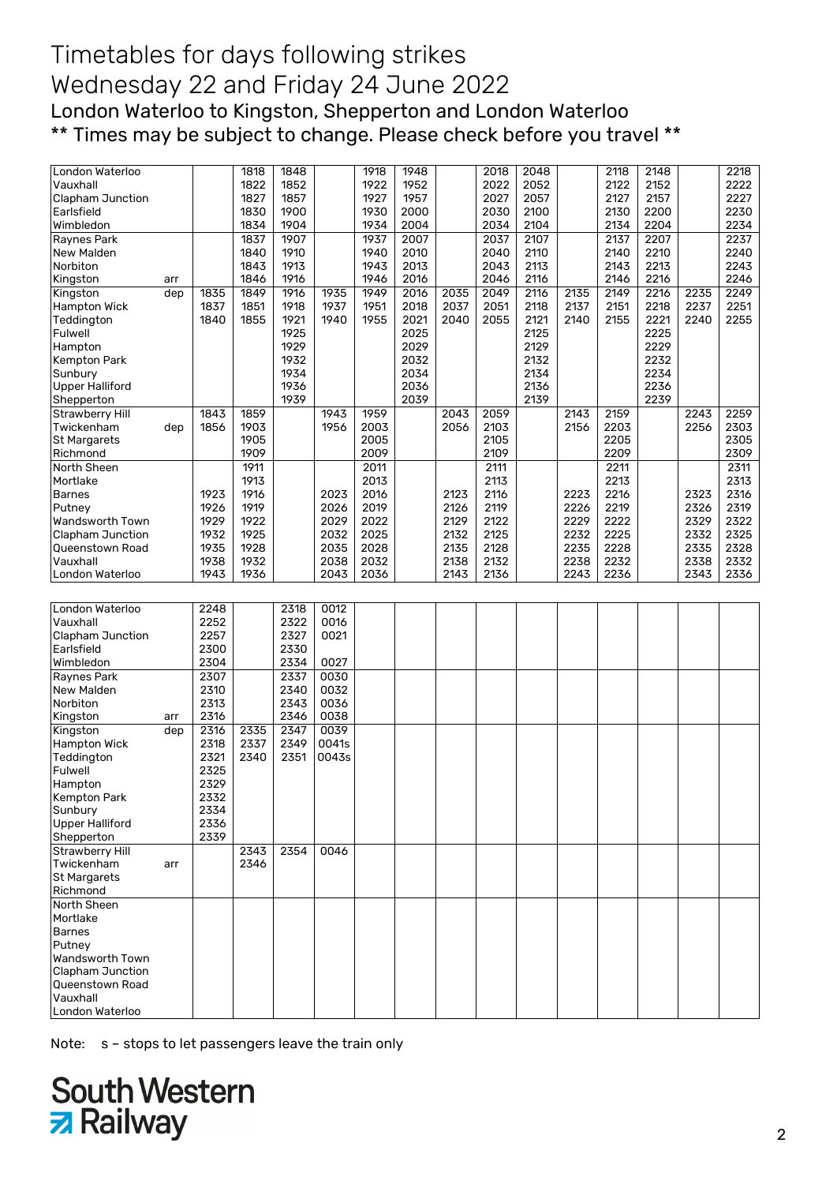# Timetables for days following strikes

# Wednesday 22 and Friday 24 June 2022

## London Waterloo to Kingston, Shepperton and London Waterloo

### ** Times may be subject to change. Please check before you travel **

| Station | | | | | | | | | | | | | | | |
|---|---|---|---|---|---|---|---|---|---|---|---|---|---|---|---|
| London Waterloo | | | 1818 | 1848 | | 1918 | 1948 | | 2018 | 2048 | | 2118 | 2148 | | 2218 |
| Vauxhall | | | 1822 | 1852 | | 1922 | 1952 | | 2022 | 2052 | | 2122 | 2152 | | 2222 |
| Clapham Junction | | | 1827 | 1857 | | 1927 | 1957 | | 2027 | 2057 | | 2127 | 2157 | | 2227 |
| Earlsfield | | | 1830 | 1900 | | 1930 | 2000 | | 2030 | 2100 | | 2130 | 2200 | | 2230 |
| Wimbledon | | | 1834 | 1904 | | 1934 | 2004 | | 2034 | 2104 | | 2134 | 2204 | | 2234 |
| Raynes Park | | | 1837 | 1907 | | 1937 | 2007 | | 2037 | 2107 | | 2137 | 2207 | | 2237 |
| New Malden | | | 1840 | 1910 | | 1940 | 2010 | | 2040 | 2110 | | 2140 | 2210 | | 2240 |
| Norbiton | | | 1843 | 1913 | | 1943 | 2013 | | 2043 | 2113 | | 2143 | 2213 | | 2243 |
| Kingston | arr | | 1846 | 1916 | | 1946 | 2016 | | 2046 | 2116 | | 2146 | 2216 | | 2246 |
| Kingston | dep | 1835 | 1849 | 1916 | 1935 | 1949 | 2016 | 2035 | 2049 | 2116 | 2135 | 2149 | 2216 | 2235 | 2249 |
| Hampton Wick | | 1837 | 1851 | 1918 | 1937 | 1951 | 2018 | 2037 | 2051 | 2118 | 2137 | 2151 | 2218 | 2237 | 2251 |
| Teddington | | 1840 | 1855 | 1921 | 1940 | 1955 | 2021 | 2040 | 2055 | 2121 | 2140 | 2155 | 2221 | 2240 | 2255 |
| Fulwell | | | | 1925 | | | 2025 | | | 2125 | | | 2225 | | |
| Hampton | | | | 1929 | | | 2029 | | | 2129 | | | 2229 | | |
| Kempton Park | | | | 1932 | | | 2032 | | | 2132 | | | 2232 | | |
| Sunbury | | | | 1934 | | | 2034 | | | 2134 | | | 2234 | | |
| Upper Halliford | | | | 1936 | | | 2036 | | | 2136 | | | 2236 | | |
| Shepperton | | | | 1939 | | | 2039 | | | 2139 | | | 2239 | | |
| Strawberry Hill | | 1843 | 1859 | | 1943 | 1959 | | 2043 | 2059 | | 2143 | 2159 | | 2243 | 2259 |
| Twickenham | dep | 1856 | 1903 | | 1956 | 2003 | | 2056 | 2103 | | 2156 | 2203 | | 2256 | 2303 |
| St Margarets | | | 1905 | | | 2005 | | | 2105 | | | 2205 | | | 2305 |
| Richmond | | | 1909 | | | 2009 | | | 2109 | | | 2209 | | | 2309 |
| North Sheen | | | 1911 | | | 2011 | | | 2111 | | | 2211 | | | 2311 |
| Mortlake | | | 1913 | | | 2013 | | | 2113 | | | 2213 | | | 2313 |
| Barnes | | 1923 | 1916 | | 2023 | 2016 | | 2123 | 2116 | | 2223 | 2216 | | 2323 | 2316 |
| Putney | | 1926 | 1919 | | 2026 | 2019 | | 2126 | 2119 | | 2226 | 2219 | | 2326 | 2319 |
| Wandsworth Town | | 1929 | 1922 | | 2029 | 2022 | | 2129 | 2122 | | 2229 | 2222 | | 2329 | 2322 |
| Clapham Junction | | 1932 | 1925 | | 2032 | 2025 | | 2132 | 2125 | | 2232 | 2225 | | 2332 | 2325 |
| Queenstown Road | | 1935 | 1928 | | 2035 | 2028 | | 2135 | 2128 | | 2235 | 2228 | | 2335 | 2328 |
| Vauxhall | | 1938 | 1932 | | 2038 | 2032 | | 2138 | 2132 | | 2238 | 2232 | | 2338 | 2332 |
| London Waterloo | | 1943 | 1936 | | 2043 | 2036 | | 2143 | 2136 | | 2243 | 2236 | | 2343 | 2336 |

| Station | | | | | |
|---|---|---|---|---|---|
| London Waterloo | | 2248 | | 2318 | 0012 |
| Vauxhall | | 2252 | | 2322 | 0016 |
| Clapham Junction | | 2257 | | 2327 | 0021 |
| Earlsfield | | 2300 | | 2330 | |
| Wimbledon | | 2304 | | 2334 | 0027 |
| Raynes Park | | 2307 | | 2337 | 0030 |
| New Malden | | 2310 | | 2340 | 0032 |
| Norbiton | | 2313 | | 2343 | 0036 |
| Kingston | arr | 2316 | | 2346 | 0038 |
| Kingston | dep | 2316 | 2335 | 2347 | 0039 |
| Hampton Wick | | 2318 | 2337 | 2349 | 0041s |
| Teddington | | 2321 | 2340 | 2351 | 0043s |
| Fulwell | | 2325 | | | |
| Hampton | | 2329 | | | |
| Kempton Park | | 2332 | | | |
| Sunbury | | 2334 | | | |
| Upper Halliford | | 2336 | | | |
| Shepperton | | 2339 | | | |
| Strawberry Hill | | | 2343 | 2354 | 0046 |
| Twickenham | arr | | 2346 | | |
| St Margarets | | | | | |
| Richmond | | | | | |
| North Sheen | | | | | |
| Mortlake | | | | | |
| Barnes | | | | | |
| Putney | | | | | |
| Wandsworth Town | | | | | |
| Clapham Junction | | | | | |
| Queenstown Road | | | | | |
| Vauxhall | | | | | |
| London Waterloo | | | | | |

Note: s – stops to let passengers leave the train only

South Western Railway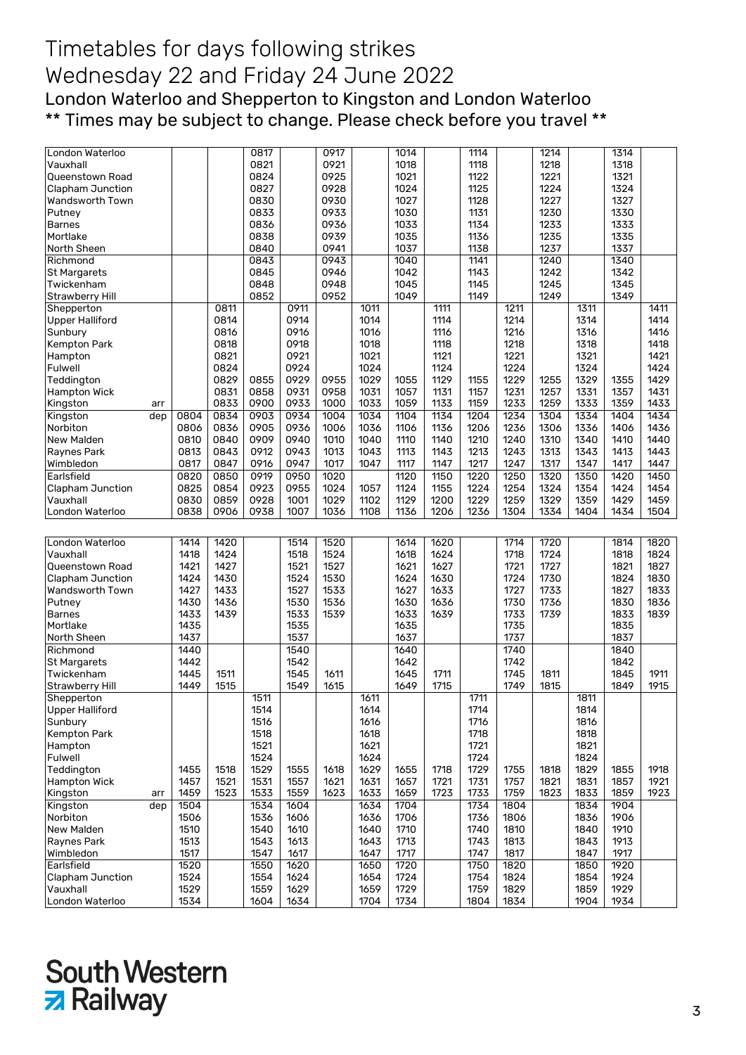# Timetables for days following strikes

# Wednesday 22 and Friday 24 June 2022

## London Waterloo and Shepperton to Kingston and London Waterloo

## ** Times may be subject to change. Please check before you travel **

| London Waterloo | | | | 0817 | | 0917 | | 1014 | | 1114 | | 1214 | | 1314 | |
|---|---|---|---|---|---|---|---|---|---|---|---|---|---|---|---|
| Vauxhall | | | | 0821 | | 0921 | | 1018 | | 1118 | | 1218 | | 1318 | |
| Queenstown Road | | | | 0824 | | 0925 | | 1021 | | 1122 | | 1221 | | 1321 | |
| Clapham Junction | | | | 0827 | | 0928 | | 1024 | | 1125 | | 1224 | | 1324 | |
| Wandsworth Town | | | | 0830 | | 0930 | | 1027 | | 1128 | | 1227 | | 1327 | |
| Putney | | | | 0833 | | 0933 | | 1030 | | 1131 | | 1230 | | 1330 | |
| Barnes | | | | 0836 | | 0936 | | 1033 | | 1134 | | 1233 | | 1333 | |
| Mortlake | | | | 0838 | | 0939 | | 1035 | | 1136 | | 1235 | | 1335 | |
| North Sheen | | | | 0840 | | 0941 | | 1037 | | 1138 | | 1237 | | 1337 | |
| Richmond | | | | 0843 | | 0943 | | 1040 | | 1141 | | 1240 | | 1340 | |
| St Margarets | | | | 0845 | | 0946 | | 1042 | | 1143 | | 1242 | | 1342 | |
| Twickenham | | | | 0848 | | 0948 | | 1045 | | 1145 | | 1245 | | 1345 | |
| Strawberry Hill | | | | 0852 | | 0952 | | 1049 | | 1149 | | 1249 | | 1349 | |
| Shepperton | | | 0811 | | 0911 | | 1011 | | 1111 | | 1211 | | 1311 | | 1411 |
| Upper Halliford | | | 0814 | | 0914 | | 1014 | | 1114 | | 1214 | | 1314 | | 1414 |
| Sunbury | | | 0816 | | 0916 | | 1016 | | 1116 | | 1216 | | 1316 | | 1416 |
| Kempton Park | | | 0818 | | 0918 | | 1018 | | 1118 | | 1218 | | 1318 | | 1418 |
| Hampton | | | 0821 | | 0921 | | 1021 | | 1121 | | 1221 | | 1321 | | 1421 |
| Fulwell | | | 0824 | | 0924 | | 1024 | | 1124 | | 1224 | | 1324 | | 1424 |
| Teddington | | | 0829 | 0855 | 0929 | 0955 | 1029 | 1055 | 1129 | 1155 | 1229 | 1255 | 1329 | 1355 | 1429 |
| Hampton Wick | | | 0831 | 0858 | 0931 | 0958 | 1031 | 1057 | 1131 | 1157 | 1231 | 1257 | 1331 | 1357 | 1431 |
| Kingston | arr | | 0833 | 0900 | 0933 | 1000 | 1033 | 1059 | 1133 | 1159 | 1233 | 1259 | 1333 | 1359 | 1433 |
| Kingston | dep | 0804 | 0834 | 0903 | 0934 | 1004 | 1034 | 1104 | 1134 | 1204 | 1234 | 1304 | 1334 | 1404 | 1434 |
| Norbiton | | 0806 | 0836 | 0905 | 0936 | 1006 | 1036 | 1106 | 1136 | 1206 | 1236 | 1306 | 1336 | 1406 | 1436 |
| New Malden | | 0810 | 0840 | 0909 | 0940 | 1010 | 1040 | 1110 | 1140 | 1210 | 1240 | 1310 | 1340 | 1410 | 1440 |
| Raynes Park | | 0813 | 0843 | 0912 | 0943 | 1013 | 1043 | 1113 | 1143 | 1213 | 1243 | 1313 | 1343 | 1413 | 1443 |
| Wimbledon | | 0817 | 0847 | 0916 | 0947 | 1017 | 1047 | 1117 | 1147 | 1217 | 1247 | 1317 | 1347 | 1417 | 1447 |
| Earlsfield | | 0820 | 0850 | 0919 | 0950 | 1020 | | 1120 | 1150 | 1220 | 1250 | 1320 | 1350 | 1420 | 1450 |
| Clapham Junction | | 0825 | 0854 | 0923 | 0955 | 1024 | 1057 | 1124 | 1155 | 1224 | 1254 | 1324 | 1354 | 1424 | 1454 |
| Vauxhall | | 0830 | 0859 | 0928 | 1001 | 1029 | 1102 | 1129 | 1200 | 1229 | 1259 | 1329 | 1359 | 1429 | 1459 |
| London Waterloo | | 0838 | 0906 | 0938 | 1007 | 1036 | 1108 | 1136 | 1206 | 1236 | 1304 | 1334 | 1404 | 1434 | 1504 |

| London Waterloo | | 1414 | 1420 | | 1514 | 1520 | | 1614 | 1620 | | 1714 | 1720 | | 1814 | 1820 |
|---|---|---|---|---|---|---|---|---|---|---|---|---|---|---|---|
| Vauxhall | | 1418 | 1424 | | 1518 | 1524 | | 1618 | 1624 | | 1718 | 1724 | | 1818 | 1824 |
| Queenstown Road | | 1421 | 1427 | | 1521 | 1527 | | 1621 | 1627 | | 1721 | 1727 | | 1821 | 1827 |
| Clapham Junction | | 1424 | 1430 | | 1524 | 1530 | | 1624 | 1630 | | 1724 | 1730 | | 1824 | 1830 |
| Wandsworth Town | | 1427 | 1433 | | 1527 | 1533 | | 1627 | 1633 | | 1727 | 1733 | | 1827 | 1833 |
| Putney | | 1430 | 1436 | | 1530 | 1536 | | 1630 | 1636 | | 1730 | 1736 | | 1830 | 1836 |
| Barnes | | 1433 | 1439 | | 1533 | 1539 | | 1633 | 1639 | | 1733 | 1739 | | 1833 | 1839 |
| Mortlake | | 1435 | | | 1535 | | | 1635 | | | 1735 | | | 1835 | |
| North Sheen | | 1437 | | | 1537 | | | 1637 | | | 1737 | | | 1837 | |
| Richmond | | 1440 | | | 1540 | | | 1640 | | | 1740 | | | 1840 | |
| St Margarets | | 1442 | | | 1542 | | | 1642 | | | 1742 | | | 1842 | |
| Twickenham | | 1445 | 1511 | | 1545 | 1611 | | 1645 | 1711 | | 1745 | 1811 | | 1845 | 1911 |
| Strawberry Hill | | 1449 | 1515 | | 1549 | 1615 | | 1649 | 1715 | | 1749 | 1815 | | 1849 | 1915 |
| Shepperton | | | | 1511 | | | 1611 | | | 1711 | | | 1811 | | |
| Upper Halliford | | | | 1514 | | | 1614 | | | 1714 | | | 1814 | | |
| Sunbury | | | | 1516 | | | 1616 | | | 1716 | | | 1816 | | |
| Kempton Park | | | | 1518 | | | 1618 | | | 1718 | | | 1818 | | |
| Hampton | | | | 1521 | | | 1621 | | | 1721 | | | 1821 | | |
| Fulwell | | | | 1524 | | | 1624 | | | 1724 | | | 1824 | | |
| Teddington | | 1455 | 1518 | 1529 | 1555 | 1618 | 1629 | 1655 | 1718 | 1729 | 1755 | 1818 | 1829 | 1855 | 1918 |
| Hampton Wick | | 1457 | 1521 | 1531 | 1557 | 1621 | 1631 | 1657 | 1721 | 1731 | 1757 | 1821 | 1831 | 1857 | 1921 |
| Kingston | arr | 1459 | 1523 | 1533 | 1559 | 1623 | 1633 | 1659 | 1723 | 1733 | 1759 | 1823 | 1833 | 1859 | 1923 |
| Kingston | dep | 1504 | | 1534 | 1604 | | 1634 | 1704 | | 1734 | 1804 | | 1834 | 1904 | |
| Norbiton | | 1506 | | 1536 | 1606 | | 1636 | 1706 | | 1736 | 1806 | | 1836 | 1906 | |
| New Malden | | 1510 | | 1540 | 1610 | | 1640 | 1710 | | 1740 | 1810 | | 1840 | 1910 | |
| Raynes Park | | 1513 | | 1543 | 1613 | | 1643 | 1713 | | 1743 | 1813 | | 1843 | 1913 | |
| Wimbledon | | 1517 | | 1547 | 1617 | | 1647 | 1717 | | 1747 | 1817 | | 1847 | 1917 | |
| Earlsfield | | 1520 | | 1550 | 1620 | | 1650 | 1720 | | 1750 | 1820 | | 1850 | 1920 | |
| Clapham Junction | | 1524 | | 1554 | 1624 | | 1654 | 1724 | | 1754 | 1824 | | 1854 | 1924 | |
| Vauxhall | | 1529 | | 1559 | 1629 | | 1659 | 1729 | | 1759 | 1829 | | 1859 | 1929 | |
| London Waterloo | | 1534 | | 1604 | 1634 | | 1704 | 1734 | | 1804 | 1834 | | 1904 | 1934 | |

South Western Railway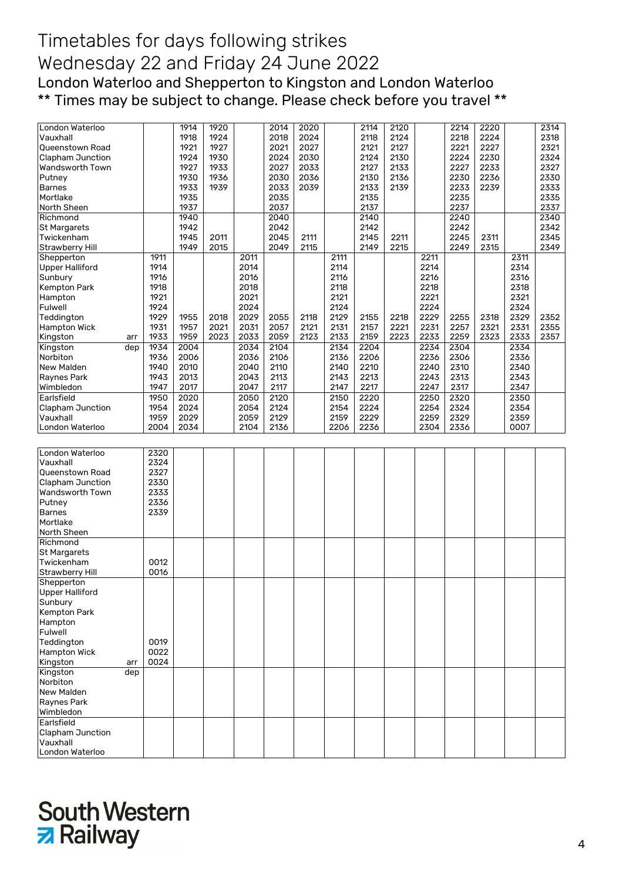# Timetables for days following strikes
# Wednesday 22 and Friday 24 June 2022
## London Waterloo and Shepperton to Kingston and London Waterloo
## ** Times may be subject to change. Please check before you travel **

| | | | | | | | | | | | | | | | |
|---|---|---|---|---|---|---|---|---|---|---|---|---|---|---|---|
| London Waterloo | | | 1914 | 1920 | | 2014 | 2020 | | 2114 | 2120 | | 2214 | 2220 | | 2314 |
| Vauxhall | | | 1918 | 1924 | | 2018 | 2024 | | 2118 | 2124 | | 2218 | 2224 | | 2318 |
| Queenstown Road | | | 1921 | 1927 | | 2021 | 2027 | | 2121 | 2127 | | 2221 | 2227 | | 2321 |
| Clapham Junction | | | 1924 | 1930 | | 2024 | 2030 | | 2124 | 2130 | | 2224 | 2230 | | 2324 |
| Wandsworth Town | | | 1927 | 1933 | | 2027 | 2033 | | 2127 | 2133 | | 2227 | 2233 | | 2327 |
| Putney | | | 1930 | 1936 | | 2030 | 2036 | | 2130 | 2136 | | 2230 | 2236 | | 2330 |
| Barnes | | | 1933 | 1939 | | 2033 | 2039 | | 2133 | 2139 | | 2233 | 2239 | | 2333 |
| Mortlake | | | 1935 | | | 2035 | | | 2135 | | | 2235 | | | 2335 |
| North Sheen | | | 1937 | | | 2037 | | | 2137 | | | 2237 | | | 2337 |
| Richmond | | | 1940 | | | 2040 | | | 2140 | | | 2240 | | | 2340 |
| St Margarets | | | 1942 | | | 2042 | | | 2142 | | | 2242 | | | 2342 |
| Twickenham | | | 1945 | 2011 | | 2045 | 2111 | | 2145 | 2211 | | 2245 | 2311 | | 2345 |
| Strawberry Hill | | | 1949 | 2015 | | 2049 | 2115 | | 2149 | 2215 | | 2249 | 2315 | | 2349 |
| Shepperton | | 1911 | | | 2011 | | | 2111 | | | 2211 | | | 2311 | |
| Upper Halliford | | 1914 | | | 2014 | | | 2114 | | | 2214 | | | 2314 | |
| Sunbury | | 1916 | | | 2016 | | | 2116 | | | 2216 | | | 2316 | |
| Kempton Park | | 1918 | | | 2018 | | | 2118 | | | 2218 | | | 2318 | |
| Hampton | | 1921 | | | 2021 | | | 2121 | | | 2221 | | | 2321 | |
| Fulwell | | 1924 | | | 2024 | | | 2124 | | | 2224 | | | 2324 | |
| Teddington | | 1929 | 1955 | 2018 | 2029 | 2055 | 2118 | 2129 | 2155 | 2218 | 2229 | 2255 | 2318 | 2329 | 2352 |
| Hampton Wick | | 1931 | 1957 | 2021 | 2031 | 2057 | 2121 | 2131 | 2157 | 2221 | 2231 | 2257 | 2321 | 2331 | 2355 |
| Kingston | arr | 1933 | 1959 | 2023 | 2033 | 2059 | 2123 | 2133 | 2159 | 2223 | 2233 | 2259 | 2323 | 2333 | 2357 |
| Kingston | dep | 1934 | 2004 | | 2034 | 2104 | | 2134 | 2204 | | 2234 | 2304 | | 2334 | |
| Norbiton | | 1936 | 2006 | | 2036 | 2106 | | 2136 | 2206 | | 2236 | 2306 | | 2336 | |
| New Malden | | 1940 | 2010 | | 2040 | 2110 | | 2140 | 2210 | | 2240 | 2310 | | 2340 | |
| Raynes Park | | 1943 | 2013 | | 2043 | 2113 | | 2143 | 2213 | | 2243 | 2313 | | 2343 | |
| Wimbledon | | 1947 | 2017 | | 2047 | 2117 | | 2147 | 2217 | | 2247 | 2317 | | 2347 | |
| Earlsfield | | 1950 | 2020 | | 2050 | 2120 | | 2150 | 2220 | | 2250 | 2320 | | 2350 | |
| Clapham Junction | | 1954 | 2024 | | 2054 | 2124 | | 2154 | 2224 | | 2254 | 2324 | | 2354 | |
| Vauxhall | | 1959 | 2029 | | 2059 | 2129 | | 2159 | 2229 | | 2259 | 2329 | | 2359 | |
| London Waterloo | | 2004 | 2034 | | 2104 | 2136 | | 2206 | 2236 | | 2304 | 2336 | | 0007 | |

| | | |
|---|---|---|
| London Waterloo | | 2320 |
| Vauxhall | | 2324 |
| Queenstown Road | | 2327 |
| Clapham Junction | | 2330 |
| Wandsworth Town | | 2333 |
| Putney | | 2336 |
| Barnes | | 2339 |
| Mortlake | | |
| North Sheen | | |
| Richmond | | |
| St Margarets | | |
| Twickenham | | 0012 |
| Strawberry Hill | | 0016 |
| Shepperton | | |
| Upper Halliford | | |
| Sunbury | | |
| Kempton Park | | |
| Hampton | | |
| Fulwell | | |
| Teddington | | 0019 |
| Hampton Wick | | 0022 |
| Kingston | arr | 0024 |
| Kingston | dep | |
| Norbiton | | |
| New Malden | | |
| Raynes Park | | |
| Wimbledon | | |
| Earlsfield | | |
| Clapham Junction | | |
| Vauxhall | | |
| London Waterloo | | |

South Western Railway